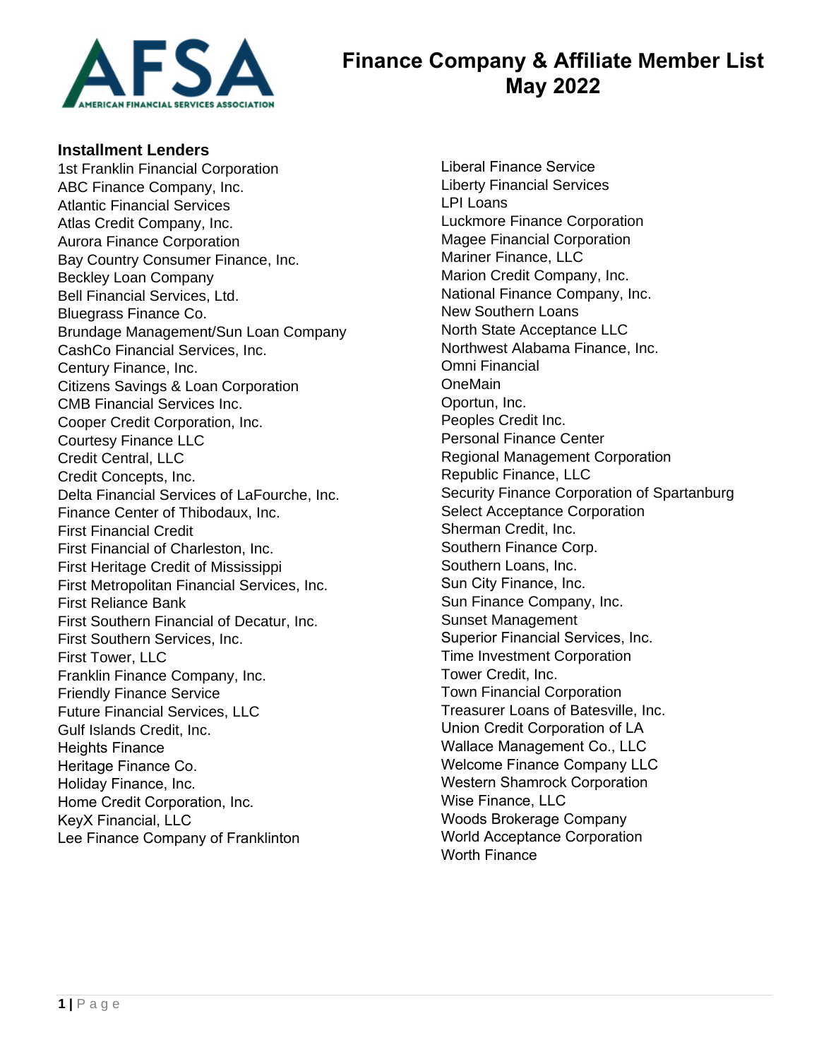# Finance Company & Affiliate Member List
## May 2022

### Installment Lenders

1st Franklin Financial Corporation
ABC Finance Company, Inc.
Atlantic Financial Services
Atlas Credit Company, Inc.
Aurora Finance Corporation
Bay Country Consumer Finance, Inc.
Beckley Loan Company
Bell Financial Services, Ltd.
Bluegrass Finance Co.
Brundage Management/Sun Loan Company
CashCo Financial Services, Inc.
Century Finance, Inc.
Citizens Savings & Loan Corporation
CMB Financial Services Inc.
Cooper Credit Corporation, Inc.
Courtesy Finance LLC
Credit Central, LLC
Credit Concepts, Inc.
Delta Financial Services of LaFourche, Inc.
Finance Center of Thibodaux, Inc.
First Financial Credit
First Financial of Charleston, Inc.
First Heritage Credit of Mississippi
First Metropolitan Financial Services, Inc.
First Reliance Bank
First Southern Financial of Decatur, Inc.
First Southern Services, Inc.
First Tower, LLC
Franklin Finance Company, Inc.
Friendly Finance Service
Future Financial Services, LLC
Gulf Islands Credit, Inc.
Heights Finance
Heritage Finance Co.
Holiday Finance, Inc.
Home Credit Corporation, Inc.
KeyX Financial, LLC
Lee Finance Company of Franklinton
Liberal Finance Service
Liberty Financial Services
LPI Loans
Luckmore Finance Corporation
Magee Financial Corporation
Mariner Finance, LLC
Marion Credit Company, Inc.
National Finance Company, Inc.
New Southern Loans
North State Acceptance LLC
Northwest Alabama Finance, Inc.
Omni Financial
OneMain
Oportun, Inc.
Peoples Credit Inc.
Personal Finance Center
Regional Management Corporation
Republic Finance, LLC
Security Finance Corporation of Spartanburg
Select Acceptance Corporation
Sherman Credit, Inc.
Southern Finance Corp.
Southern Loans, Inc.
Sun City Finance, Inc.
Sun Finance Company, Inc.
Sunset Management
Superior Financial Services, Inc.
Time Investment Corporation
Tower Credit, Inc.
Town Financial Corporation
Treasurer Loans of Batesville, Inc.
Union Credit Corporation of LA
Wallace Management Co., LLC
Welcome Finance Company LLC
Western Shamrock Corporation
Wise Finance, LLC
Woods Brokerage Company
World Acceptance Corporation
Worth Finance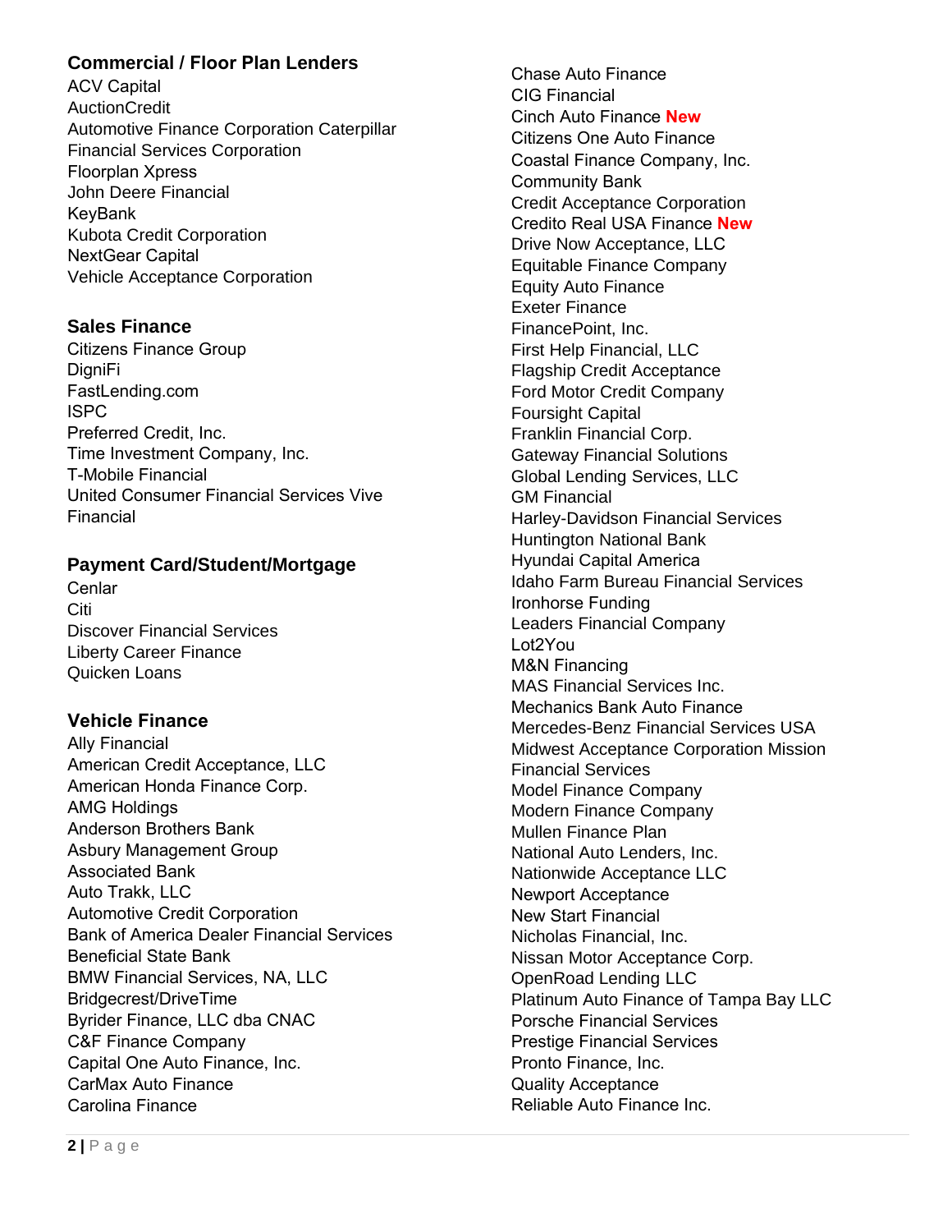### Commercial / Floor Plan Lenders

ACV Capital
AuctionCredit
Automotive Finance Corporation Caterpillar Financial Services Corporation
Floorplan Xpress
John Deere Financial
KeyBank
Kubota Credit Corporation
NextGear Capital
Vehicle Acceptance Corporation

### Sales Finance

Citizens Finance Group
DigniFi
FastLending.com
ISPC
Preferred Credit, Inc.
Time Investment Company, Inc.
T-Mobile Financial
United Consumer Financial Services Vive Financial

### Payment Card/Student/Mortgage

Cenlar
Citi
Discover Financial Services
Liberty Career Finance
Quicken Loans

### Vehicle Finance

Ally Financial
American Credit Acceptance, LLC
American Honda Finance Corp.
AMG Holdings
Anderson Brothers Bank
Asbury Management Group
Associated Bank
Auto Trakk, LLC
Automotive Credit Corporation
Bank of America Dealer Financial Services
Beneficial State Bank
BMW Financial Services, NA, LLC
Bridgecrest/DriveTime
Byrider Finance, LLC dba CNAC
C&F Finance Company
Capital One Auto Finance, Inc.
CarMax Auto Finance
Carolina Finance
Chase Auto Finance
CIG Financial
Cinch Auto Finance **New**
Citizens One Auto Finance
Coastal Finance Company, Inc.
Community Bank
Credit Acceptance Corporation
Credito Real USA Finance **New**
Drive Now Acceptance, LLC
Equitable Finance Company
Equity Auto Finance
Exeter Finance
FinancePoint, Inc.
First Help Financial, LLC
Flagship Credit Acceptance
Ford Motor Credit Company
Foursight Capital
Franklin Financial Corp.
Gateway Financial Solutions
Global Lending Services, LLC
GM Financial
Harley-Davidson Financial Services
Huntington National Bank
Hyundai Capital America
Idaho Farm Bureau Financial Services
Ironhorse Funding
Leaders Financial Company
Lot2You
M&N Financing
MAS Financial Services Inc.
Mechanics Bank Auto Finance
Mercedes-Benz Financial Services USA
Midwest Acceptance Corporation Mission Financial Services
Model Finance Company
Modern Finance Company
Mullen Finance Plan
National Auto Lenders, Inc.
Nationwide Acceptance LLC
Newport Acceptance
New Start Financial
Nicholas Financial, Inc.
Nissan Motor Acceptance Corp.
OpenRoad Lending LLC
Platinum Auto Finance of Tampa Bay LLC
Porsche Financial Services
Prestige Financial Services
Pronto Finance, Inc.
Quality Acceptance
Reliable Auto Finance Inc.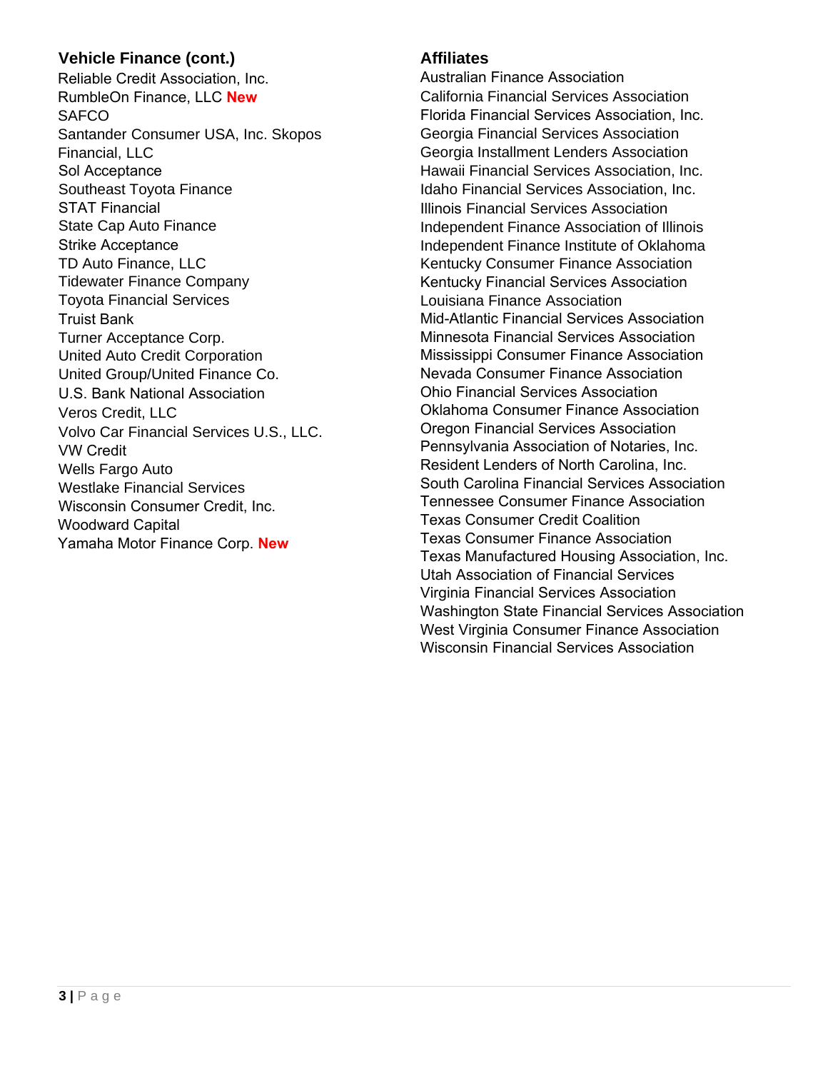## Vehicle Finance (cont.)

Reliable Credit Association, Inc.
RumbleOn Finance, LLC **New**
SAFCO
Santander Consumer USA, Inc. Skopos Financial, LLC
Sol Acceptance
Southeast Toyota Finance
STAT Financial
State Cap Auto Finance
Strike Acceptance
TD Auto Finance, LLC
Tidewater Finance Company
Toyota Financial Services
Truist Bank
Turner Acceptance Corp.
United Auto Credit Corporation
United Group/United Finance Co.
U.S. Bank National Association
Veros Credit, LLC
Volvo Car Financial Services U.S., LLC.
VW Credit
Wells Fargo Auto
Westlake Financial Services
Wisconsin Consumer Credit, Inc.
Woodward Capital
Yamaha Motor Finance Corp. **New**

## Affiliates

Australian Finance Association
California Financial Services Association
Florida Financial Services Association, Inc.
Georgia Financial Services Association
Georgia Installment Lenders Association
Hawaii Financial Services Association, Inc.
Idaho Financial Services Association, Inc.
Illinois Financial Services Association
Independent Finance Association of Illinois
Independent Finance Institute of Oklahoma
Kentucky Consumer Finance Association
Kentucky Financial Services Association
Louisiana Finance Association
Mid-Atlantic Financial Services Association
Minnesota Financial Services Association
Mississippi Consumer Finance Association
Nevada Consumer Finance Association
Ohio Financial Services Association
Oklahoma Consumer Finance Association
Oregon Financial Services Association
Pennsylvania Association of Notaries, Inc.
Resident Lenders of North Carolina, Inc.
South Carolina Financial Services Association
Tennessee Consumer Finance Association
Texas Consumer Credit Coalition
Texas Consumer Finance Association
Texas Manufactured Housing Association, Inc.
Utah Association of Financial Services
Virginia Financial Services Association
Washington State Financial Services Association
West Virginia Consumer Finance Association
Wisconsin Financial Services Association